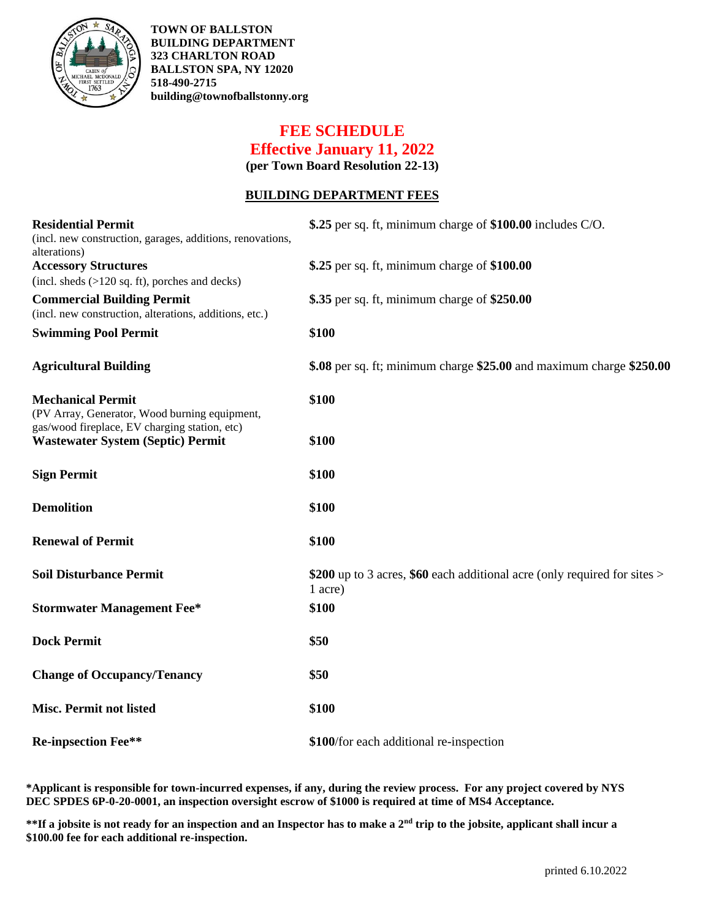**TOWN OF BALLSTON**
**BUILDING DEPARTMENT**
**323 CHARLTON ROAD**
**BALLSTON SPA, NY 12020**
**518-490-2715**
**building@townofballstonny.org**

# FEE SCHEDULE
## Effective January 11, 2022
**(per Town Board Resolution 22-13)**

### BUILDING DEPARTMENT FEES

| Permit | Fee |
|---|---|
| **Residential Permit** (incl. new construction, garages, additions, renovations, alterations) | **$.25** per sq. ft, minimum charge of **$100.00** includes C/O. |
| **Accessory Structures** (incl. sheds (>120 sq. ft), porches and decks) | **$.25** per sq. ft, minimum charge of **$100.00** |
| **Commercial Building Permit** (incl. new construction, alterations, additions, etc.) | **$.35** per sq. ft, minimum charge of **$250.00** |
| **Swimming Pool Permit** | **$100** |
| **Agricultural Building** | **$.08** per sq. ft; minimum charge **$25.00** and maximum charge **$250.00** |
| **Mechanical Permit** (PV Array, Generator, Wood burning equipment, gas/wood fireplace, EV charging station, etc) | **$100** |
| **Wastewater System (Septic) Permit** | **$100** |
| **Sign Permit** | **$100** |
| **Demolition** | **$100** |
| **Renewal of Permit** | **$100** |
| **Soil Disturbance Permit** | **$200** up to 3 acres, **$60** each additional acre (only required for sites > 1 acre) |
| **Stormwater Management Fee*** | **$100** |
| **Dock Permit** | **$50** |
| **Change of Occupancy/Tenancy** | **$50** |
| **Misc. Permit not listed** | **$100** |
| **Re-inpsection Fee**** | **$100**/for each additional re-inspection |

***Applicant is responsible for town-incurred expenses, if any, during the review process. For any project covered by NYS DEC SPDES 6P-0-20-0001, an inspection oversight escrow of $1000 is required at time of MS4 Acceptance.**

****If a jobsite is not ready for an inspection and an Inspector has to make a 2nd trip to the jobsite, applicant shall incur a $100.00 fee for each additional re-inspection.**

printed 6.10.2022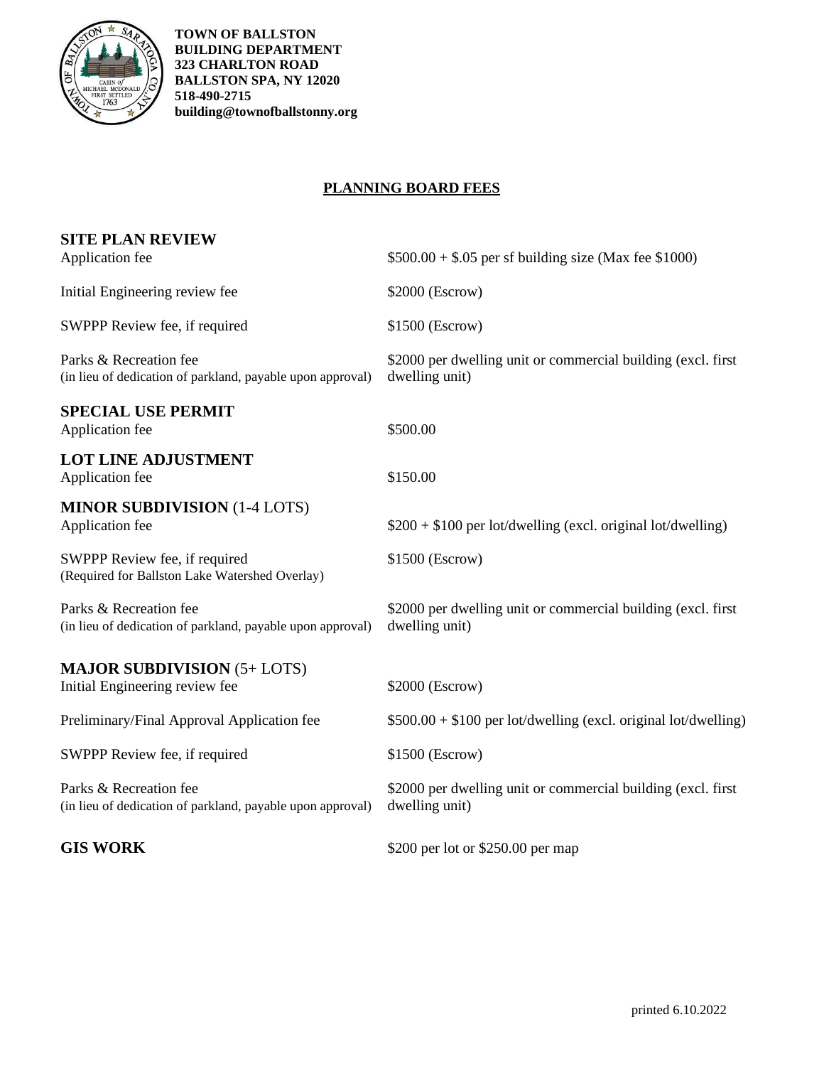**TOWN OF BALLSTON**
**BUILDING DEPARTMENT**
**323 CHARLTON ROAD**
**BALLSTON SPA, NY 12020**
**518-490-2715**
**building@townofballstonny.org**

## PLANNING BOARD FEES

### SITE PLAN REVIEW

| | |
|---|---|
| Application fee | $500.00 + $.05 per sf building size (Max fee $1000) |
| Initial Engineering review fee | $2000 (Escrow) |
| SWPPP Review fee, if required | $1500 (Escrow) |
| Parks & Recreation fee (in lieu of dedication of parkland, payable upon approval) | $2000 per dwelling unit or commercial building (excl. first dwelling unit) |

### SPECIAL USE PERMIT

| | |
|---|---|
| Application fee | $500.00 |

### LOT LINE ADJUSTMENT

| | |
|---|---|
| Application fee | $150.00 |

### MINOR SUBDIVISION (1-4 LOTS)

| | |
|---|---|
| Application fee | $200 + $100 per lot/dwelling (excl. original lot/dwelling) |
| SWPPP Review fee, if required (Required for Ballston Lake Watershed Overlay) | $1500 (Escrow) |
| Parks & Recreation fee (in lieu of dedication of parkland, payable upon approval) | $2000 per dwelling unit or commercial building (excl. first dwelling unit) |

### MAJOR SUBDIVISION (5+ LOTS)

| | |
|---|---|
| Initial Engineering review fee | $2000 (Escrow) |
| Preliminary/Final Approval Application fee | $500.00 + $100 per lot/dwelling (excl. original lot/dwelling) |
| SWPPP Review fee, if required | $1500 (Escrow) |
| Parks & Recreation fee (in lieu of dedication of parkland, payable upon approval) | $2000 per dwelling unit or commercial building (excl. first dwelling unit) |

### GIS WORK

$200 per lot or $250.00 per map

printed 6.10.2022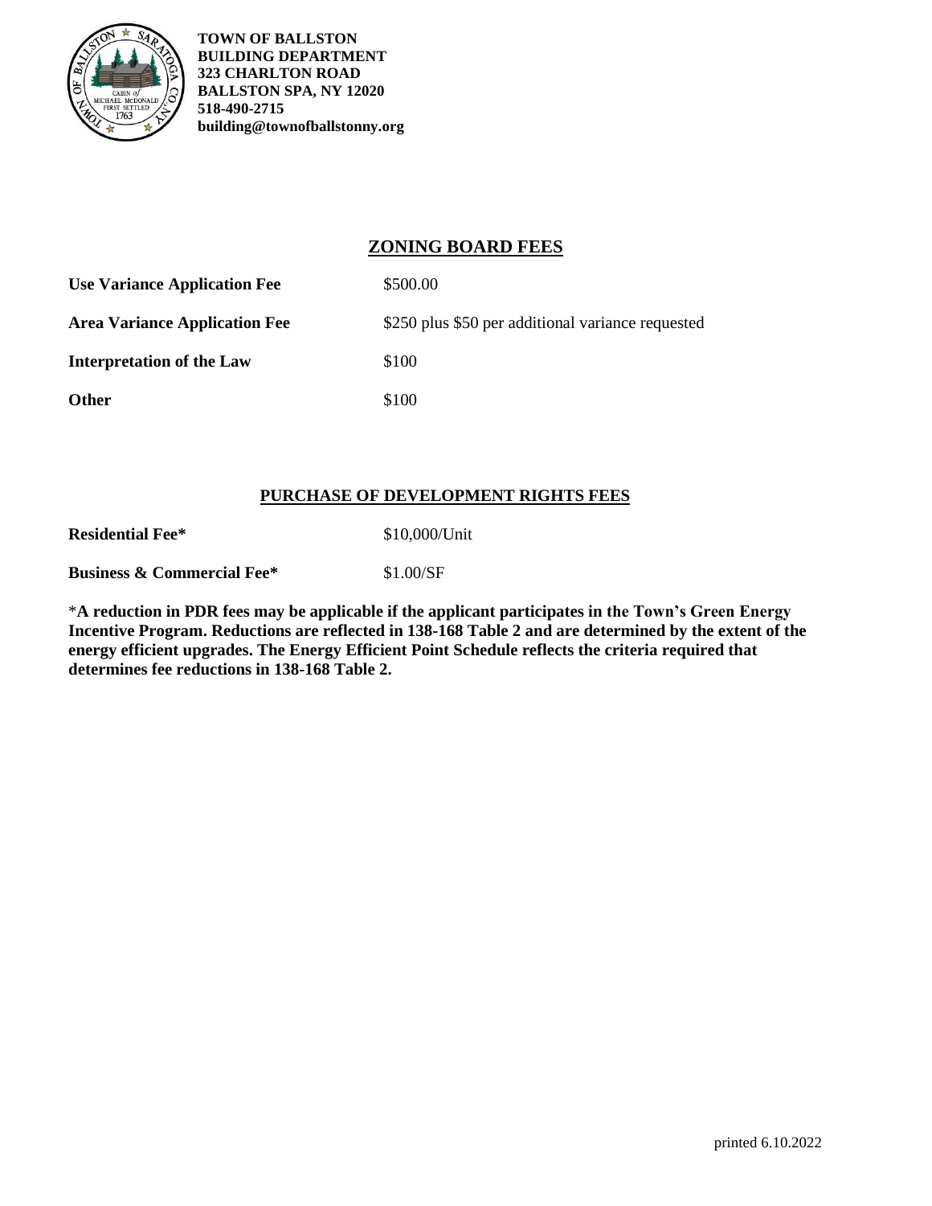**TOWN OF BALLSTON**
**BUILDING DEPARTMENT**
**323 CHARLTON ROAD**
**BALLSTON SPA, NY 12020**
**518-490-2715**
**building@townofballstonny.org**

## ZONING BOARD FEES

| | |
|---|---|
| **Use Variance Application Fee** | $500.00 |
| **Area Variance Application Fee** | $250 plus $50 per additional variance requested |
| **Interpretation of the Law** | $100 |
| **Other** | $100 |

## PURCHASE OF DEVELOPMENT RIGHTS FEES

| | |
|---|---|
| **Residential Fee*** | $10,000/Unit |
| **Business & Commercial Fee*** | $1.00/SF |

***A reduction in PDR fees may be applicable if the applicant participates in the Town's Green Energy Incentive Program. Reductions are reflected in 138-168 Table 2 and are determined by the extent of the energy efficient upgrades. The Energy Efficient Point Schedule reflects the criteria required that determines fee reductions in 138-168 Table 2.**

printed 6.10.2022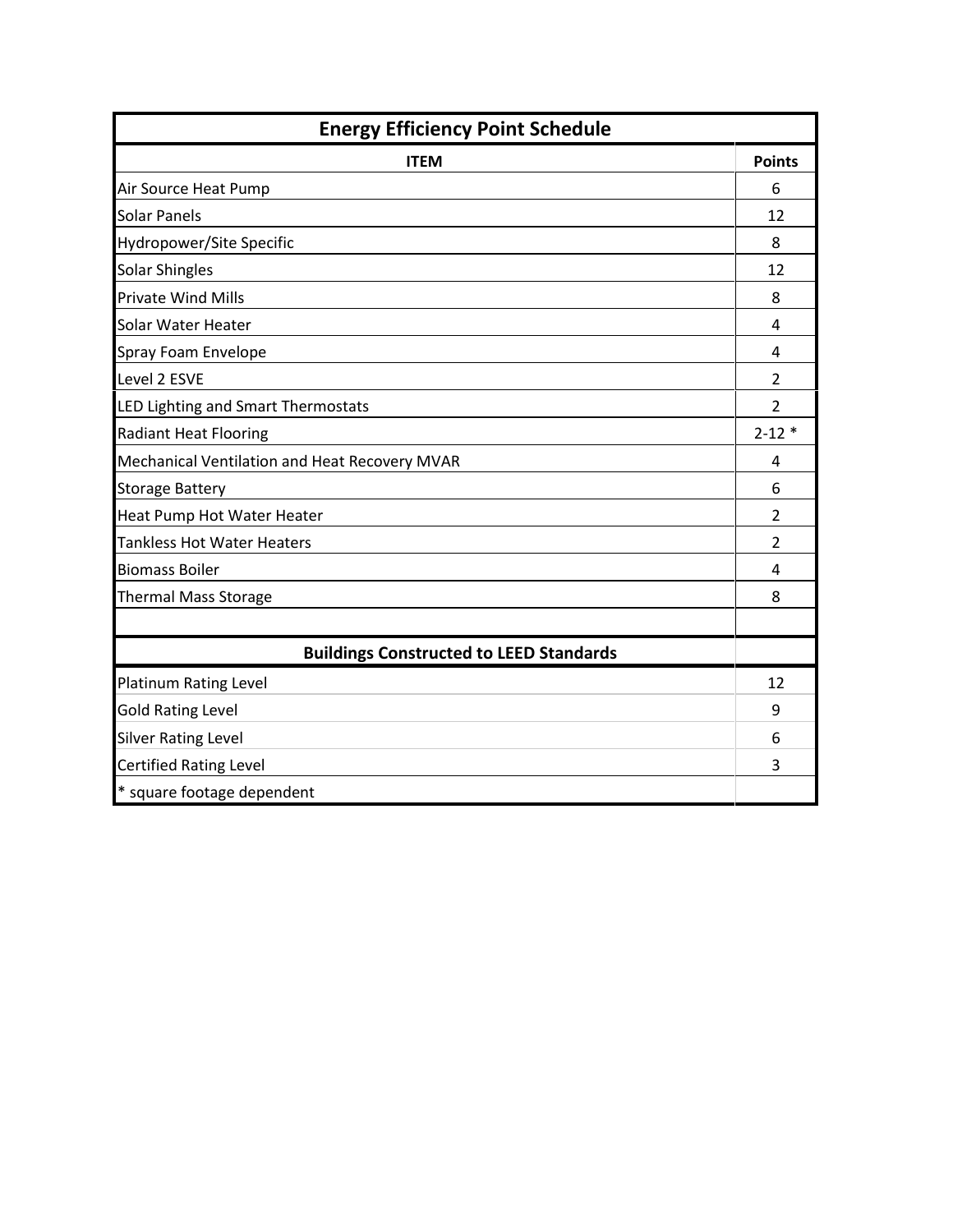| Energy Efficiency Point Schedule | |
|---|---|
| **ITEM** | **Points** |
| Air Source Heat Pump | 6 |
| Solar Panels | 12 |
| Hydropower/Site Specific | 8 |
| Solar Shingles | 12 |
| Private Wind Mills | 8 |
| Solar Water Heater | 4 |
| Spray Foam Envelope | 4 |
| Level 2 ESVE | 2 |
| LED Lighting and Smart Thermostats | 2 |
| Radiant Heat Flooring | 2-12 * |
| Mechanical Ventilation and Heat Recovery MVAR | 4 |
| Storage Battery | 6 |
| Heat Pump Hot Water Heater | 2 |
| Tankless Hot Water Heaters | 2 |
| Biomass Boiler | 4 |
| Thermal Mass Storage | 8 |
| | |
| **Buildings Constructed to LEED Standards** | |
| Platinum Rating Level | 12 |
| Gold Rating Level | 9 |
| Silver Rating Level | 6 |
| Certified Rating Level | 3 |
| * square footage dependent | |